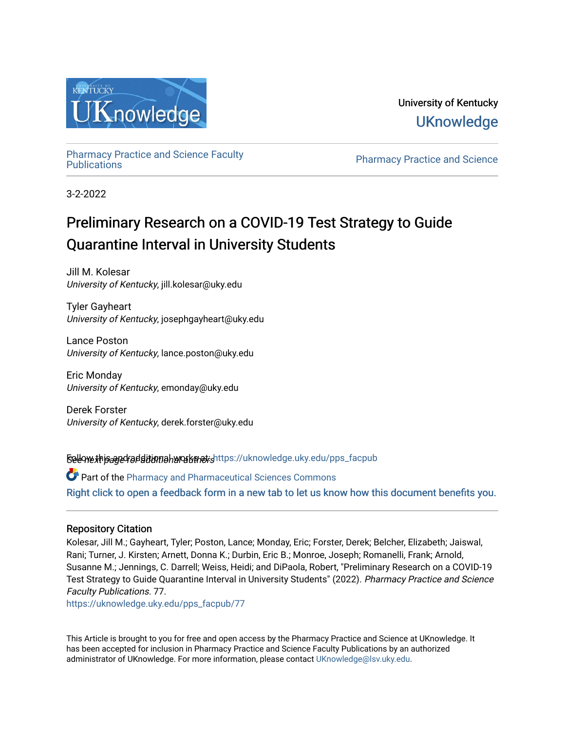University of Kentucky

UKnowledge

Pharmacy Practice and Science Faculty Publications

Pharmacy Practice and Science

3-2-2022

# Preliminary Research on a COVID-19 Test Strategy to Guide Quarantine Interval in University Students

Jill M. Kolesar
*University of Kentucky*, jill.kolesar@uky.edu

Tyler Gayheart
*University of Kentucky*, josephgayheart@uky.edu

Lance Poston
*University of Kentucky*, lance.poston@uky.edu

Eric Monday
*University of Kentucky*, emonday@uky.edu

Derek Forster
*University of Kentucky*, derek.forster@uky.edu

See next page for additional authors

Follow this and additional works at: https://uknowledge.uky.edu/pps_facpub

Part of the Pharmacy and Pharmaceutical Sciences Commons

Right click to open a feedback form in a new tab to let us know how this document benefits you.

## Repository Citation

Kolesar, Jill M.; Gayheart, Tyler; Poston, Lance; Monday, Eric; Forster, Derek; Belcher, Elizabeth; Jaiswal, Rani; Turner, J. Kirsten; Arnett, Donna K.; Durbin, Eric B.; Monroe, Joseph; Romanelli, Frank; Arnold, Susanne M.; Jennings, C. Darrell; Weiss, Heidi; and DiPaola, Robert, "Preliminary Research on a COVID-19 Test Strategy to Guide Quarantine Interval in University Students" (2022). *Pharmacy Practice and Science Faculty Publications*. 77.
https://uknowledge.uky.edu/pps_facpub/77

This Article is brought to you for free and open access by the Pharmacy Practice and Science at UKnowledge. It has been accepted for inclusion in Pharmacy Practice and Science Faculty Publications by an authorized administrator of UKnowledge. For more information, please contact UKnowledge@lsv.uky.edu.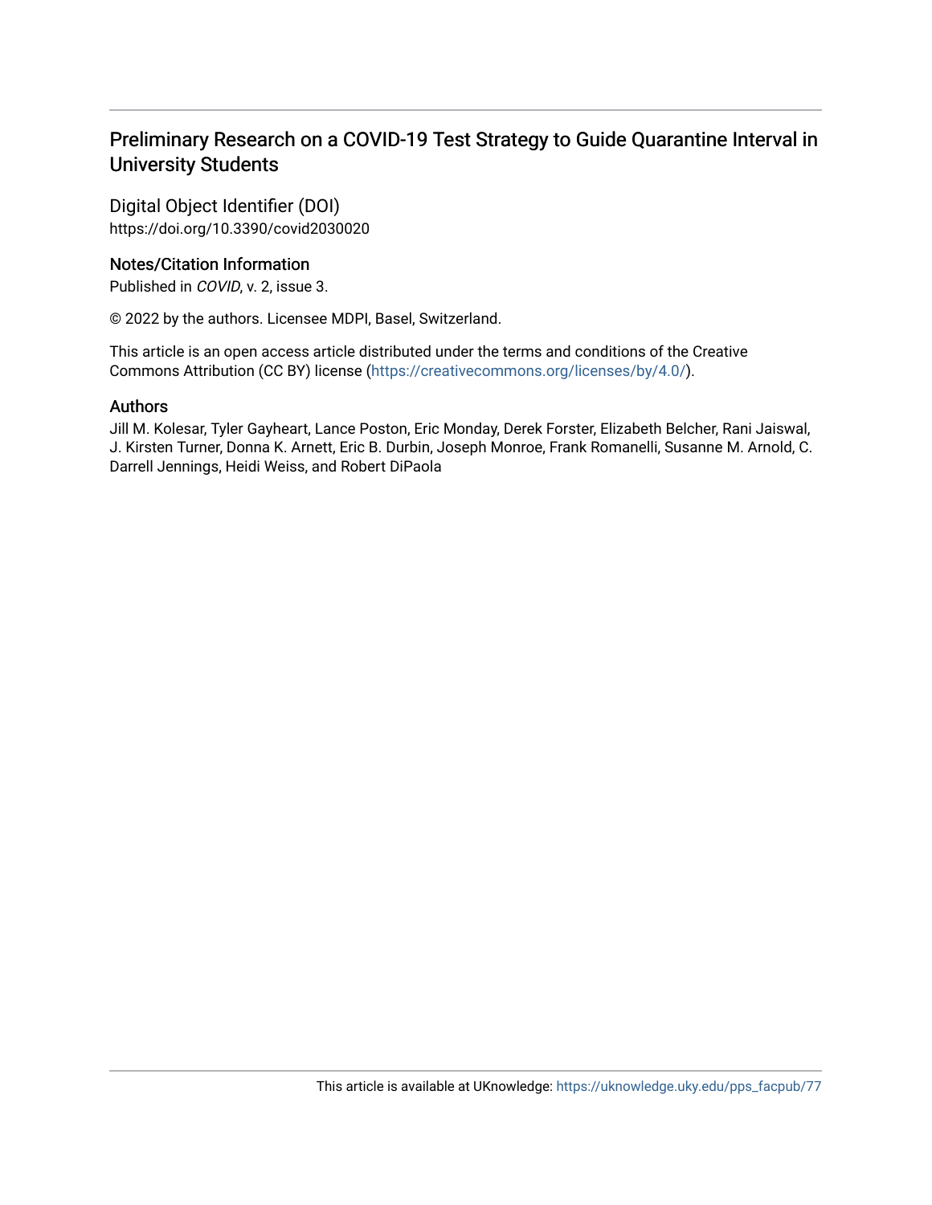# Preliminary Research on a COVID-19 Test Strategy to Guide Quarantine Interval in University Students

## Digital Object Identifier (DOI)

https://doi.org/10.3390/covid2030020

## Notes/Citation Information

Published in *COVID*, v. 2, issue 3.

© 2022 by the authors. Licensee MDPI, Basel, Switzerland.

This article is an open access article distributed under the terms and conditions of the Creative Commons Attribution (CC BY) license (https://creativecommons.org/licenses/by/4.0/).

## Authors

Jill M. Kolesar, Tyler Gayheart, Lance Poston, Eric Monday, Derek Forster, Elizabeth Belcher, Rani Jaiswal, J. Kirsten Turner, Donna K. Arnett, Eric B. Durbin, Joseph Monroe, Frank Romanelli, Susanne M. Arnold, C. Darrell Jennings, Heidi Weiss, and Robert DiPaola

This article is available at UKnowledge: https://uknowledge.uky.edu/pps_facpub/77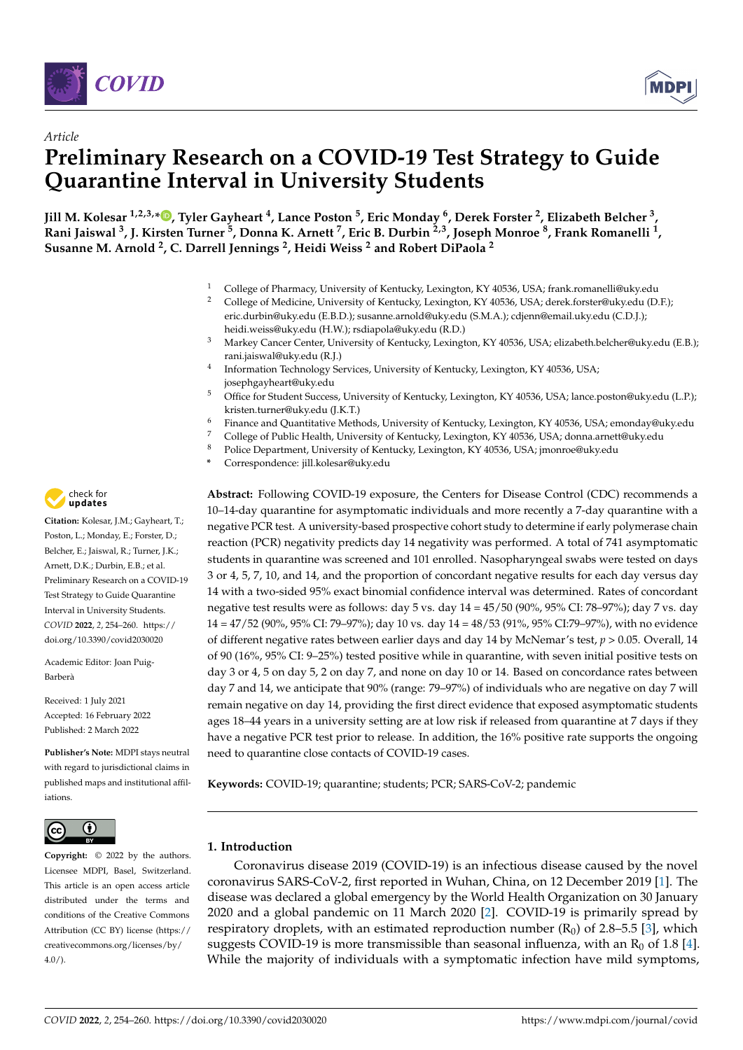Article

# Preliminary Research on a COVID-19 Test Strategy to Guide Quarantine Interval in University Students

**Jill M. Kolesar [1,2,3,*], Tyler Gayheart [4], Lance Poston [5], Eric Monday [6], Derek Forster [2], Elizabeth Belcher [3], Rani Jaiswal [3], J. Kirsten Turner [5], Donna K. Arnett [7], Eric B. Durbin [2,3], Joseph Monroe [8], Frank Romanelli [1], Susanne M. Arnold [2], C. Darrell Jennings [2], Heidi Weiss [2] and Robert DiPaola [2]**

1. College of Pharmacy, University of Kentucky, Lexington, KY 40536, USA; frank.romanelli@uky.edu
2. College of Medicine, University of Kentucky, Lexington, KY 40536, USA; derek.forster@uky.edu (D.F.); eric.durbin@uky.edu (E.B.D.); susanne.arnold@uky.edu (S.M.A.); cdjenn@email.uky.edu (C.D.J.); heidi.weiss@uky.edu (H.W.); rsdiapola@uky.edu (R.D.)
3. Markey Cancer Center, University of Kentucky, Lexington, KY 40536, USA; elizabeth.belcher@uky.edu (E.B.); rani.jaiswal@uky.edu (R.J.)
4. Information Technology Services, University of Kentucky, Lexington, KY 40536, USA; josephgayheart@uky.edu
5. Office for Student Success, University of Kentucky, Lexington, KY 40536, USA; lance.poston@uky.edu (L.P.); kristen.turner@uky.edu (J.K.T.)
6. Finance and Quantitative Methods, University of Kentucky, Lexington, KY 40536, USA; emonday@uky.edu
7. College of Public Health, University of Kentucky, Lexington, KY 40536, USA; donna.arnett@uky.edu
8. Police Department, University of Kentucky, Lexington, KY 40536, USA; jmonroe@uky.edu

\* Correspondence: jill.kolesar@uky.edu

**Citation:** Kolesar, J.M.; Gayheart, T.; Poston, L.; Monday, E.; Forster, D.; Belcher, E.; Jaiswal, R.; Turner, J.K.; Arnett, D.K.; Durbin, E.B.; et al. Preliminary Research on a COVID-19 Test Strategy to Guide Quarantine Interval in University Students. *COVID* **2022**, *2*, 254–260. https://doi.org/10.3390/covid2030020

Academic Editor: Joan Puig-Barberà

Received: 1 July 2021
Accepted: 16 February 2022
Published: 2 March 2022

**Publisher's Note:** MDPI stays neutral with regard to jurisdictional claims in published maps and institutional affiliations.

**Copyright:** © 2022 by the authors. Licensee MDPI, Basel, Switzerland. This article is an open access article distributed under the terms and conditions of the Creative Commons Attribution (CC BY) license (https://creativecommons.org/licenses/by/4.0/).

**Abstract:** Following COVID-19 exposure, the Centers for Disease Control (CDC) recommends a 10–14-day quarantine for asymptomatic individuals and more recently a 7-day quarantine with a negative PCR test. A university-based prospective cohort study to determine if early polymerase chain reaction (PCR) negativity predicts day 14 negativity was performed. A total of 741 asymptomatic students in quarantine was screened and 101 enrolled. Nasopharyngeal swabs were tested on days 3 or 4, 5, 7, 10, and 14, and the proportion of concordant negative results for each day versus day 14 with a two-sided 95% exact binomial confidence interval was determined. Rates of concordant negative test results were as follows: day 5 vs. day 14 = 45/50 (90%, 95% CI: 78–97%); day 7 vs. day 14 = 47/52 (90%, 95% CI: 79–97%); day 10 vs. day 14 = 48/53 (91%, 95% CI:79–97%), with no evidence of different negative rates between earlier days and day 14 by McNemar's test, $p > 0.05$. Overall, 14 of 90 (16%, 95% CI: 9–25%) tested positive while in quarantine, with seven initial positive tests on day 3 or 4, 5 on day 5, 2 on day 7, and none on day 10 or 14. Based on concordance rates between day 7 and 14, we anticipate that 90% (range: 79–97%) of individuals who are negative on day 7 will remain negative on day 14, providing the first direct evidence that exposed asymptomatic students ages 18–44 years in a university setting are at low risk if released from quarantine at 7 days if they have a negative PCR test prior to release. In addition, the 16% positive rate supports the ongoing need to quarantine close contacts of COVID-19 cases.

**Keywords:** COVID-19; quarantine; students; PCR; SARS-CoV-2; pandemic

## 1. Introduction

Coronavirus disease 2019 (COVID-19) is an infectious disease caused by the novel coronavirus SARS-CoV-2, first reported in Wuhan, China, on 12 December 2019 [1]. The disease was declared a global emergency by the World Health Organization on 30 January 2020 and a global pandemic on 11 March 2020 [2]. COVID-19 is primarily spread by respiratory droplets, with an estimated reproduction number ($R_0$) of 2.8–5.5 [3], which suggests COVID-19 is more transmissible than seasonal influenza, with an $R_0$ of 1.8 [4]. While the majority of individuals with a symptomatic infection have mild symptoms,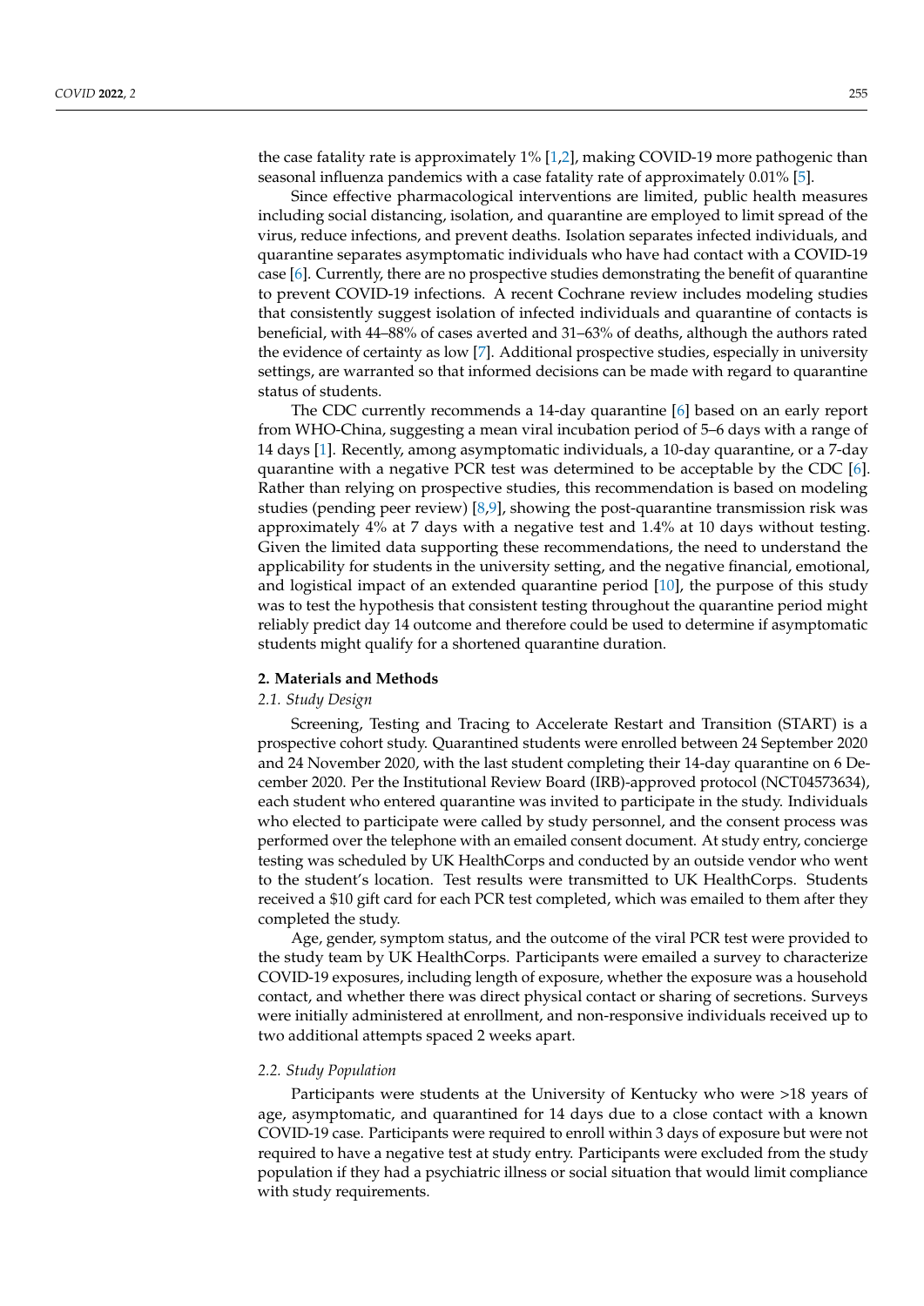the case fatality rate is approximately 1% [1,2], making COVID-19 more pathogenic than seasonal influenza pandemics with a case fatality rate of approximately 0.01% [5].

Since effective pharmacological interventions are limited, public health measures including social distancing, isolation, and quarantine are employed to limit spread of the virus, reduce infections, and prevent deaths. Isolation separates infected individuals, and quarantine separates asymptomatic individuals who have had contact with a COVID-19 case [6]. Currently, there are no prospective studies demonstrating the benefit of quarantine to prevent COVID-19 infections. A recent Cochrane review includes modeling studies that consistently suggest isolation of infected individuals and quarantine of contacts is beneficial, with 44–88% of cases averted and 31–63% of deaths, although the authors rated the evidence of certainty as low [7]. Additional prospective studies, especially in university settings, are warranted so that informed decisions can be made with regard to quarantine status of students.

The CDC currently recommends a 14-day quarantine [6] based on an early report from WHO-China, suggesting a mean viral incubation period of 5–6 days with a range of 14 days [1]. Recently, among asymptomatic individuals, a 10-day quarantine, or a 7-day quarantine with a negative PCR test was determined to be acceptable by the CDC [6]. Rather than relying on prospective studies, this recommendation is based on modeling studies (pending peer review) [8,9], showing the post-quarantine transmission risk was approximately 4% at 7 days with a negative test and 1.4% at 10 days without testing. Given the limited data supporting these recommendations, the need to understand the applicability for students in the university setting, and the negative financial, emotional, and logistical impact of an extended quarantine period [10], the purpose of this study was to test the hypothesis that consistent testing throughout the quarantine period might reliably predict day 14 outcome and therefore could be used to determine if asymptomatic students might qualify for a shortened quarantine duration.

## 2. Materials and Methods

### 2.1. Study Design

Screening, Testing and Tracing to Accelerate Restart and Transition (START) is a prospective cohort study. Quarantined students were enrolled between 24 September 2020 and 24 November 2020, with the last student completing their 14-day quarantine on 6 December 2020. Per the Institutional Review Board (IRB)-approved protocol (NCT04573634), each student who entered quarantine was invited to participate in the study. Individuals who elected to participate were called by study personnel, and the consent process was performed over the telephone with an emailed consent document. At study entry, concierge testing was scheduled by UK HealthCorps and conducted by an outside vendor who went to the student's location. Test results were transmitted to UK HealthCorps. Students received a $10 gift card for each PCR test completed, which was emailed to them after they completed the study.

Age, gender, symptom status, and the outcome of the viral PCR test were provided to the study team by UK HealthCorps. Participants were emailed a survey to characterize COVID-19 exposures, including length of exposure, whether the exposure was a household contact, and whether there was direct physical contact or sharing of secretions. Surveys were initially administered at enrollment, and non-responsive individuals received up to two additional attempts spaced 2 weeks apart.

### 2.2. Study Population

Participants were students at the University of Kentucky who were >18 years of age, asymptomatic, and quarantined for 14 days due to a close contact with a known COVID-19 case. Participants were required to enroll within 3 days of exposure but were not required to have a negative test at study entry. Participants were excluded from the study population if they had a psychiatric illness or social situation that would limit compliance with study requirements.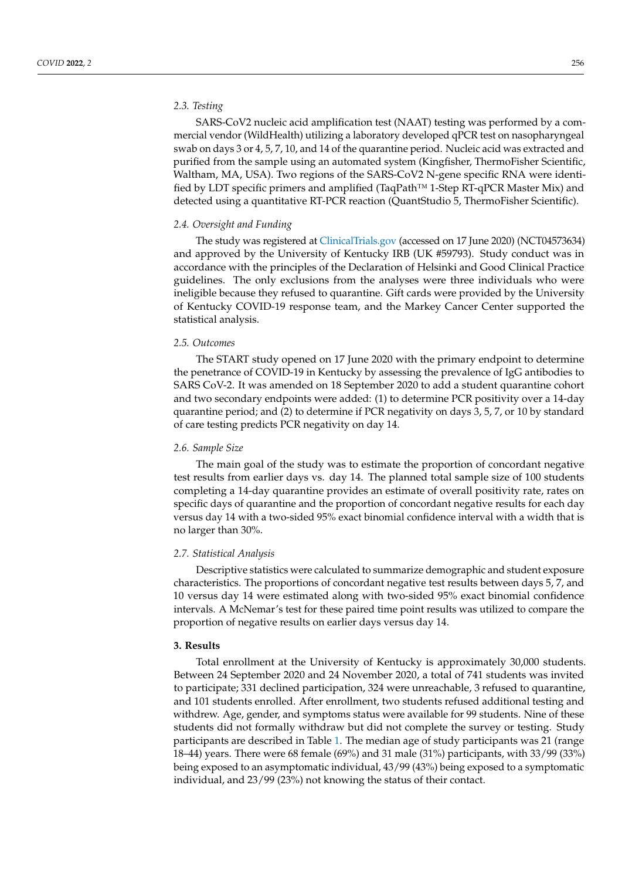### 2.3. Testing

SARS-CoV2 nucleic acid amplification test (NAAT) testing was performed by a commercial vendor (WildHealth) utilizing a laboratory developed qPCR test on nasopharyngeal swab on days 3 or 4, 5, 7, 10, and 14 of the quarantine period. Nucleic acid was extracted and purified from the sample using an automated system (Kingfisher, ThermoFisher Scientific, Waltham, MA, USA). Two regions of the SARS-CoV2 N-gene specific RNA were identified by LDT specific primers and amplified (TaqPath™ 1-Step RT-qPCR Master Mix) and detected using a quantitative RT-PCR reaction (QuantStudio 5, ThermoFisher Scientific).

### 2.4. Oversight and Funding

The study was registered at ClinicalTrials.gov (accessed on 17 June 2020) (NCT04573634) and approved by the University of Kentucky IRB (UK #59793). Study conduct was in accordance with the principles of the Declaration of Helsinki and Good Clinical Practice guidelines. The only exclusions from the analyses were three individuals who were ineligible because they refused to quarantine. Gift cards were provided by the University of Kentucky COVID-19 response team, and the Markey Cancer Center supported the statistical analysis.

### 2.5. Outcomes

The START study opened on 17 June 2020 with the primary endpoint to determine the penetrance of COVID-19 in Kentucky by assessing the prevalence of IgG antibodies to SARS CoV-2. It was amended on 18 September 2020 to add a student quarantine cohort and two secondary endpoints were added: (1) to determine PCR positivity over a 14-day quarantine period; and (2) to determine if PCR negativity on days 3, 5, 7, or 10 by standard of care testing predicts PCR negativity on day 14.

### 2.6. Sample Size

The main goal of the study was to estimate the proportion of concordant negative test results from earlier days vs. day 14. The planned total sample size of 100 students completing a 14-day quarantine provides an estimate of overall positivity rate, rates on specific days of quarantine and the proportion of concordant negative results for each day versus day 14 with a two-sided 95% exact binomial confidence interval with a width that is no larger than 30%.

### 2.7. Statistical Analysis

Descriptive statistics were calculated to summarize demographic and student exposure characteristics. The proportions of concordant negative test results between days 5, 7, and 10 versus day 14 were estimated along with two-sided 95% exact binomial confidence intervals. A McNemar's test for these paired time point results was utilized to compare the proportion of negative results on earlier days versus day 14.

## 3. Results

Total enrollment at the University of Kentucky is approximately 30,000 students. Between 24 September 2020 and 24 November 2020, a total of 741 students was invited to participate; 331 declined participation, 324 were unreachable, 3 refused to quarantine, and 101 students enrolled. After enrollment, two students refused additional testing and withdrew. Age, gender, and symptoms status were available for 99 students. Nine of these students did not formally withdraw but did not complete the survey or testing. Study participants are described in Table 1. The median age of study participants was 21 (range 18–44) years. There were 68 female (69%) and 31 male (31%) participants, with 33/99 (33%) being exposed to an asymptomatic individual, 43/99 (43%) being exposed to a symptomatic individual, and 23/99 (23%) not knowing the status of their contact.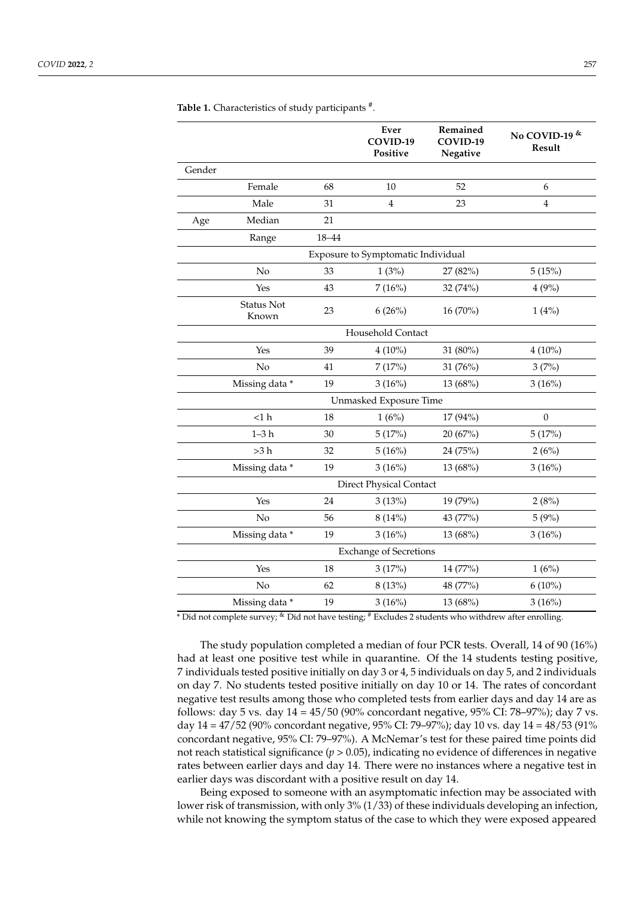**Table 1.** Characteristics of study participants #.

| | | | Ever COVID-19 Positive | Remained COVID-19 Negative | No COVID-19 & Result |
|---|---|---|---|---|---|
| Gender | | | | | |
| | Female | 68 | 10 | 52 | 6 |
| | Male | 31 | 4 | 23 | 4 |
| Age | Median | 21 | | | |
| | Range | 18–44 | | | |
| Exposure to Symptomatic Individual | | | | | |
| | No | 33 | 1 (3%) | 27 (82%) | 5 (15%) |
| | Yes | 43 | 7 (16%) | 32 (74%) | 4 (9%) |
| | Status Not Known | 23 | 6 (26%) | 16 (70%) | 1 (4%) |
| Household Contact | | | | | |
| | Yes | 39 | 4 (10%) | 31 (80%) | 4 (10%) |
| | No | 41 | 7 (17%) | 31 (76%) | 3 (7%) |
| | Missing data * | 19 | 3 (16%) | 13 (68%) | 3 (16%) |
| Unmasked Exposure Time | | | | | |
| | <1 h | 18 | 1 (6%) | 17 (94%) | 0 |
| | 1–3 h | 30 | 5 (17%) | 20 (67%) | 5 (17%) |
| | >3 h | 32 | 5 (16%) | 24 (75%) | 2 (6%) |
| | Missing data * | 19 | 3 (16%) | 13 (68%) | 3 (16%) |
| Direct Physical Contact | | | | | |
| | Yes | 24 | 3 (13%) | 19 (79%) | 2 (8%) |
| | No | 56 | 8 (14%) | 43 (77%) | 5 (9%) |
| | Missing data * | 19 | 3 (16%) | 13 (68%) | 3 (16%) |
| Exchange of Secretions | | | | | |
| | Yes | 18 | 3 (17%) | 14 (77%) | 1 (6%) |
| | No | 62 | 8 (13%) | 48 (77%) | 6 (10%) |
| | Missing data * | 19 | 3 (16%) | 13 (68%) | 3 (16%) |

* Did not complete survey; & Did not have testing; # Excludes 2 students who withdrew after enrolling.

The study population completed a median of four PCR tests. Overall, 14 of 90 (16%) had at least one positive test while in quarantine. Of the 14 students testing positive, 7 individuals tested positive initially on day 3 or 4, 5 individuals on day 5, and 2 individuals on day 7. No students tested positive initially on day 10 or 14. The rates of concordant negative test results among those who completed tests from earlier days and day 14 are as follows: day 5 vs. day 14 = 45/50 (90% concordant negative, 95% CI: 78–97%); day 7 vs. day 14 = 47/52 (90% concordant negative, 95% CI: 79–97%); day 10 vs. day 14 = 48/53 (91% concordant negative, 95% CI: 79–97%). A McNemar's test for these paired time points did not reach statistical significance ($p > 0.05$), indicating no evidence of differences in negative rates between earlier days and day 14. There were no instances where a negative test in earlier days was discordant with a positive result on day 14.

Being exposed to someone with an asymptomatic infection may be associated with lower risk of transmission, with only 3% (1/33) of these individuals developing an infection, while not knowing the symptom status of the case to which they were exposed appeared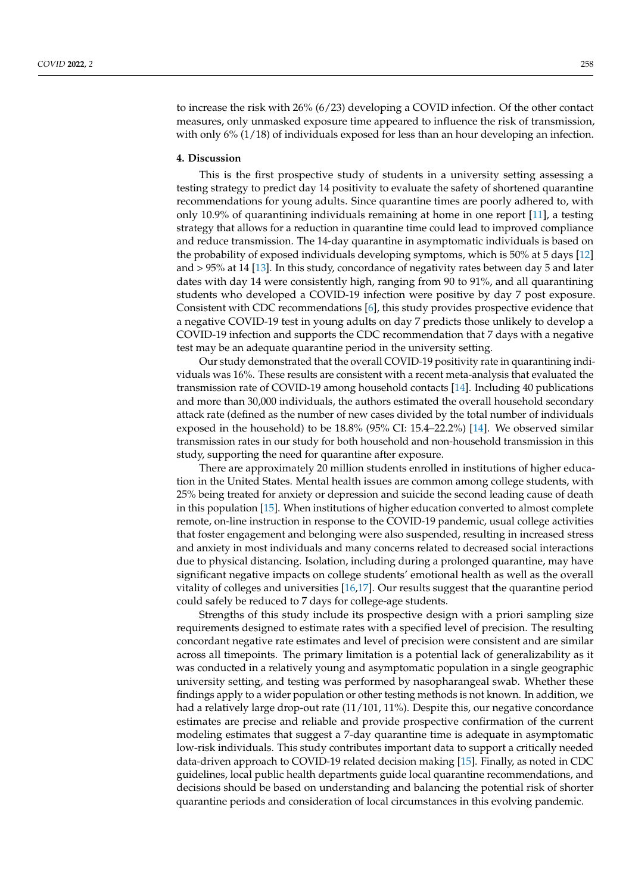to increase the risk with 26% (6/23) developing a COVID infection. Of the other contact measures, only unmasked exposure time appeared to influence the risk of transmission, with only 6% (1/18) of individuals exposed for less than an hour developing an infection.

## 4. Discussion

This is the first prospective study of students in a university setting assessing a testing strategy to predict day 14 positivity to evaluate the safety of shortened quarantine recommendations for young adults. Since quarantine times are poorly adhered to, with only 10.9% of quarantining individuals remaining at home in one report [11], a testing strategy that allows for a reduction in quarantine time could lead to improved compliance and reduce transmission. The 14-day quarantine in asymptomatic individuals is based on the probability of exposed individuals developing symptoms, which is 50% at 5 days [12] and > 95% at 14 [13]. In this study, concordance of negativity rates between day 5 and later dates with day 14 were consistently high, ranging from 90 to 91%, and all quarantining students who developed a COVID-19 infection were positive by day 7 post exposure. Consistent with CDC recommendations [6], this study provides prospective evidence that a negative COVID-19 test in young adults on day 7 predicts those unlikely to develop a COVID-19 infection and supports the CDC recommendation that 7 days with a negative test may be an adequate quarantine period in the university setting.

Our study demonstrated that the overall COVID-19 positivity rate in quarantining individuals was 16%. These results are consistent with a recent meta-analysis that evaluated the transmission rate of COVID-19 among household contacts [14]. Including 40 publications and more than 30,000 individuals, the authors estimated the overall household secondary attack rate (defined as the number of new cases divided by the total number of individuals exposed in the household) to be 18.8% (95% CI: 15.4–22.2%) [14]. We observed similar transmission rates in our study for both household and non-household transmission in this study, supporting the need for quarantine after exposure.

There are approximately 20 million students enrolled in institutions of higher education in the United States. Mental health issues are common among college students, with 25% being treated for anxiety or depression and suicide the second leading cause of death in this population [15]. When institutions of higher education converted to almost complete remote, on-line instruction in response to the COVID-19 pandemic, usual college activities that foster engagement and belonging were also suspended, resulting in increased stress and anxiety in most individuals and many concerns related to decreased social interactions due to physical distancing. Isolation, including during a prolonged quarantine, may have significant negative impacts on college students' emotional health as well as the overall vitality of colleges and universities [16,17]. Our results suggest that the quarantine period could safely be reduced to 7 days for college-age students.

Strengths of this study include its prospective design with a priori sampling size requirements designed to estimate rates with a specified level of precision. The resulting concordant negative rate estimates and level of precision were consistent and are similar across all timepoints. The primary limitation is a potential lack of generalizability as it was conducted in a relatively young and asymptomatic population in a single geographic university setting, and testing was performed by nasopharangeal swab. Whether these findings apply to a wider population or other testing methods is not known. In addition, we had a relatively large drop-out rate (11/101, 11%). Despite this, our negative concordance estimates are precise and reliable and provide prospective confirmation of the current modeling estimates that suggest a 7-day quarantine time is adequate in asymptomatic low-risk individuals. This study contributes important data to support a critically needed data-driven approach to COVID-19 related decision making [15]. Finally, as noted in CDC guidelines, local public health departments guide local quarantine recommendations, and decisions should be based on understanding and balancing the potential risk of shorter quarantine periods and consideration of local circumstances in this evolving pandemic.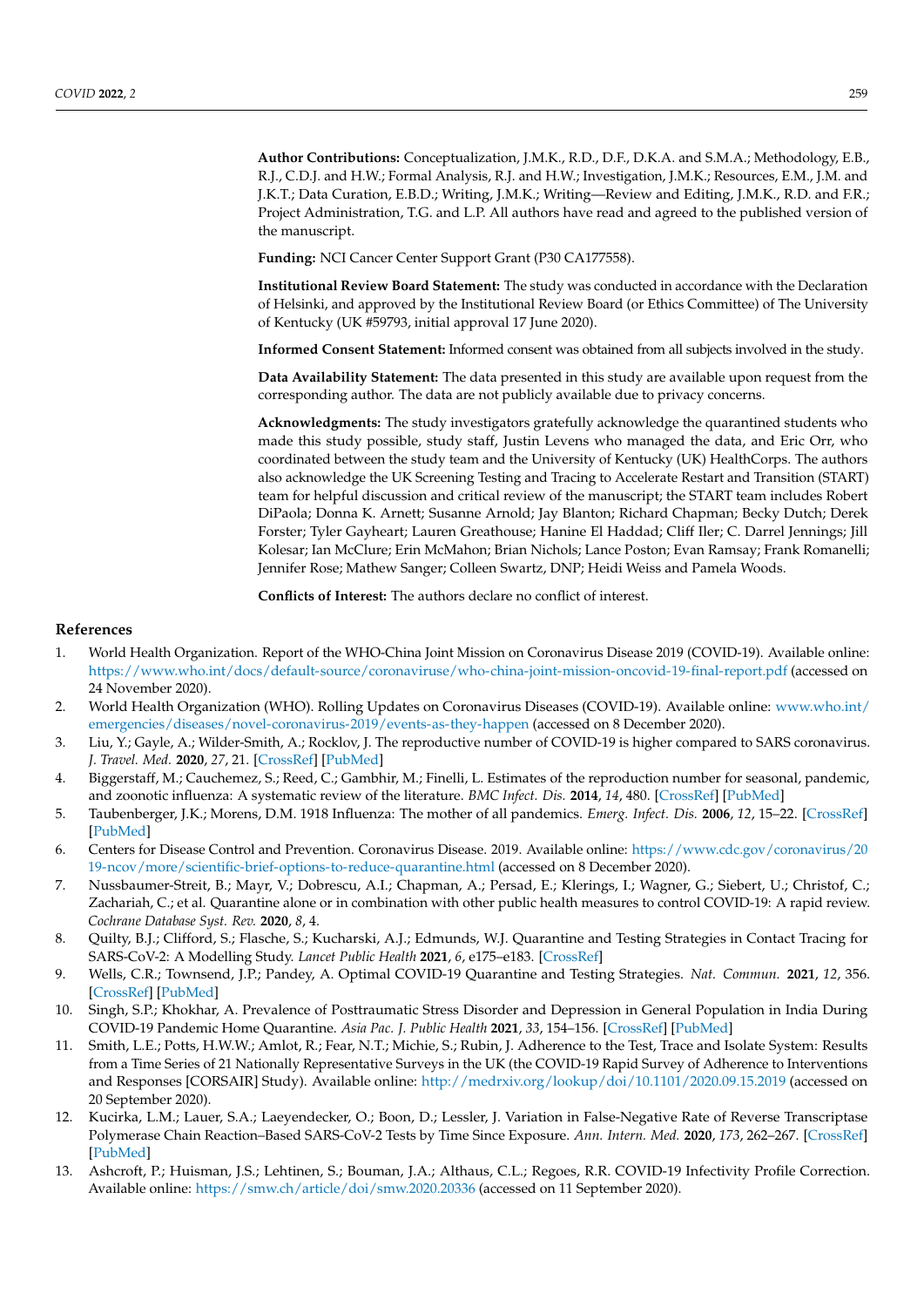**Author Contributions:** Conceptualization, J.M.K., R.D., D.F., D.K.A. and S.M.A.; Methodology, E.B., R.J., C.D.J. and H.W.; Formal Analysis, R.J. and H.W.; Investigation, J.M.K.; Resources, E.M., J.M. and J.K.T.; Data Curation, E.B.D.; Writing, J.M.K.; Writing—Review and Editing, J.M.K., R.D. and F.R.; Project Administration, T.G. and L.P. All authors have read and agreed to the published version of the manuscript.

**Funding:** NCI Cancer Center Support Grant (P30 CA177558).

**Institutional Review Board Statement:** The study was conducted in accordance with the Declaration of Helsinki, and approved by the Institutional Review Board (or Ethics Committee) of The University of Kentucky (UK #59793, initial approval 17 June 2020).

**Informed Consent Statement:** Informed consent was obtained from all subjects involved in the study.

**Data Availability Statement:** The data presented in this study are available upon request from the corresponding author. The data are not publicly available due to privacy concerns.

**Acknowledgments:** The study investigators gratefully acknowledge the quarantined students who made this study possible, study staff, Justin Levens who managed the data, and Eric Orr, who coordinated between the study team and the University of Kentucky (UK) HealthCorps. The authors also acknowledge the UK Screening Testing and Tracing to Accelerate Restart and Transition (START) team for helpful discussion and critical review of the manuscript; the START team includes Robert DiPaola; Donna K. Arnett; Susanne Arnold; Jay Blanton; Richard Chapman; Becky Dutch; Derek Forster; Tyler Gayheart; Lauren Greathouse; Hanine El Haddad; Cliff Iler; C. Darrel Jennings; Jill Kolesar; Ian McClure; Erin McMahon; Brian Nichols; Lance Poston; Evan Ramsay; Frank Romanelli; Jennifer Rose; Mathew Sanger; Colleen Swartz, DNP; Heidi Weiss and Pamela Woods.

**Conflicts of Interest:** The authors declare no conflict of interest.

## References

1. World Health Organization. Report of the WHO-China Joint Mission on Coronavirus Disease 2019 (COVID-19). Available online: https://www.who.int/docs/default-source/coronaviruse/who-china-joint-mission-oncovid-19-final-report.pdf (accessed on 24 November 2020).
2. World Health Organization (WHO). Rolling Updates on Coronavirus Diseases (COVID-19). Available online: www.who.int/emergencies/diseases/novel-coronavirus-2019/events-as-they-happen (accessed on 8 December 2020).
3. Liu, Y.; Gayle, A.; Wilder-Smith, A.; Rocklov, J. The reproductive number of COVID-19 is higher compared to SARS coronavirus. *J. Travel. Med.* **2020**, *27*, 21. [CrossRef] [PubMed]
4. Biggerstaff, M.; Cauchemez, S.; Reed, C.; Gambhir, M.; Finelli, L. Estimates of the reproduction number for seasonal, pandemic, and zoonotic influenza: A systematic review of the literature. *BMC Infect. Dis.* **2014**, *14*, 480. [CrossRef] [PubMed]
5. Taubenberger, J.K.; Morens, D.M. 1918 Influenza: The mother of all pandemics. *Emerg. Infect. Dis.* **2006**, *12*, 15–22. [CrossRef] [PubMed]
6. Centers for Disease Control and Prevention. Coronavirus Disease. 2019. Available online: https://www.cdc.gov/coronavirus/2019-ncov/more/scientific-brief-options-to-reduce-quarantine.html (accessed on 8 December 2020).
7. Nussbaumer-Streit, B.; Mayr, V.; Dobrescu, A.I.; Chapman, A.; Persad, E.; Klerings, I.; Wagner, G.; Siebert, U.; Christof, C.; Zachariah, C.; et al. Quarantine alone or in combination with other public health measures to control COVID-19: A rapid review. *Cochrane Database Syst. Rev.* **2020**, *8*, 4.
8. Quilty, B.J.; Clifford, S.; Flasche, S.; Kucharski, A.J.; Edmunds, W.J. Quarantine and Testing Strategies in Contact Tracing for SARS-CoV-2: A Modelling Study. *Lancet Public Health* **2021**, *6*, e175–e183. [CrossRef]
9. Wells, C.R.; Townsend, J.P.; Pandey, A. Optimal COVID-19 Quarantine and Testing Strategies. *Nat. Commun.* **2021**, *12*, 356. [CrossRef] [PubMed]
10. Singh, S.P.; Khokhar, A. Prevalence of Posttraumatic Stress Disorder and Depression in General Population in India During COVID-19 Pandemic Home Quarantine. *Asia Pac. J. Public Health* **2021**, *33*, 154–156. [CrossRef] [PubMed]
11. Smith, L.E.; Potts, H.W.W.; Amlot, R.; Fear, N.T.; Michie, S.; Rubin, J. Adherence to the Test, Trace and Isolate System: Results from a Time Series of 21 Nationally Representative Surveys in the UK (the COVID-19 Rapid Survey of Adherence to Interventions and Responses [CORSAIR] Study). Available online: http://medrxiv.org/lookup/doi/10.1101/2020.09.15.2019 (accessed on 20 September 2020).
12. Kucirka, L.M.; Lauer, S.A.; Laeyendecker, O.; Boon, D.; Lessler, J. Variation in False-Negative Rate of Reverse Transcriptase Polymerase Chain Reaction–Based SARS-CoV-2 Tests by Time Since Exposure. *Ann. Intern. Med.* **2020**, *173*, 262–267. [CrossRef] [PubMed]
13. Ashcroft, P.; Huisman, J.S.; Lehtinen, S.; Bouman, J.A.; Althaus, C.L.; Regoes, R.R. COVID-19 Infectivity Profile Correction. Available online: https://smw.ch/article/doi/smw.2020.20336 (accessed on 11 September 2020).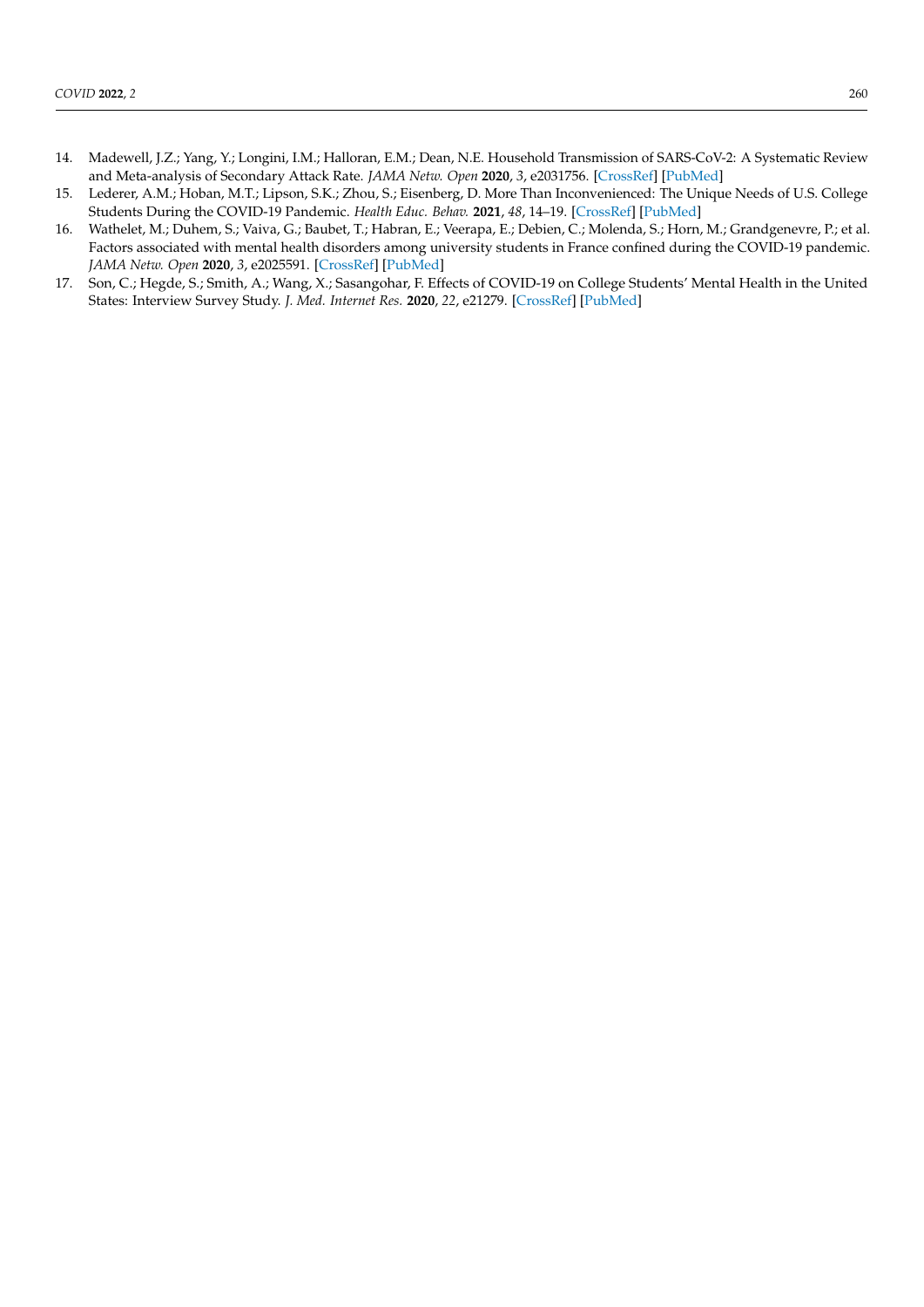14. Madewell, J.Z.; Yang, Y.; Longini, I.M.; Halloran, E.M.; Dean, N.E. Household Transmission of SARS-CoV-2: A Systematic Review and Meta-analysis of Secondary Attack Rate. *JAMA Netw. Open* **2020**, *3*, e2031756. [CrossRef] [PubMed]
15. Lederer, A.M.; Hoban, M.T.; Lipson, S.K.; Zhou, S.; Eisenberg, D. More Than Inconvenienced: The Unique Needs of U.S. College Students During the COVID-19 Pandemic. *Health Educ. Behav.* **2021**, *48*, 14–19. [CrossRef] [PubMed]
16. Wathelet, M.; Duhem, S.; Vaiva, G.; Baubet, T.; Habran, E.; Veerapa, E.; Debien, C.; Molenda, S.; Horn, M.; Grandgenevre, P.; et al. Factors associated with mental health disorders among university students in France confined during the COVID-19 pandemic. *JAMA Netw. Open* **2020**, *3*, e2025591. [CrossRef] [PubMed]
17. Son, C.; Hegde, S.; Smith, A.; Wang, X.; Sasangohar, F. Effects of COVID-19 on College Students' Mental Health in the United States: Interview Survey Study. *J. Med. Internet Res.* **2020**, *22*, e21279. [CrossRef] [PubMed]